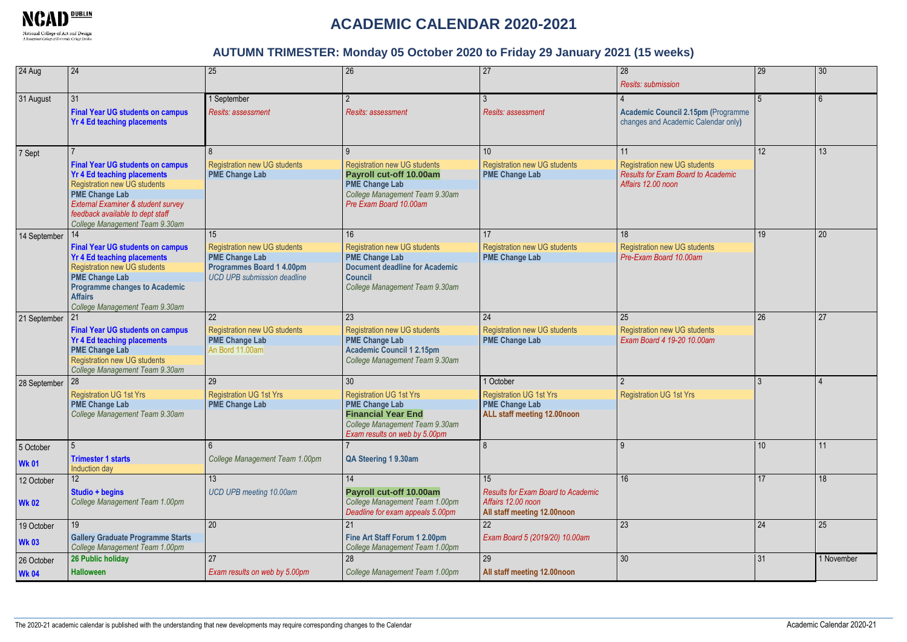# ACADEMIC CALENDAR 2020-2021

## AUTUMN TRIMESTER: Monday 05 October 2020 to Friday 29 January 2021 (15 weeks)

| Week | Monday | Tuesday | Wednesday | Thursday | Friday | Saturday | Sunday |
|---|---|---|---|---|---|---|---|
| 24 Aug | 24 | 25 | 26 | 27 | 28 *Resits: submission* | 29 | 30 |
| 31 August | 31 **Final Year UG students on campus** **Yr 4 Ed teaching placements** | 1 September *Resits: assessment* | 2 *Resits: assessment* | 3 *Resits: assessment* | 4 **Academic Council 2.15pm** (Programme changes and Academic Calendar only) | 5 | 6 |
| 7 Sept | 7 **Final Year UG students on campus** **Yr 4 Ed teaching placements** Registration new UG students **PME Change Lab** *External Examiner & student survey feedback available to dept staff* *College Management Team 9.30am* | 8 Registration new UG students **PME Change Lab** | 9 Registration new UG students **Payroll cut-off 10.00am** **PME Change Lab** *College Management Team 9.30am* *Pre Exam Board 10.00am* | 10 Registration new UG students **PME Change Lab** | 11 Registration new UG students *Results for Exam Board to Academic Affairs 12.00 noon* | 12 | 13 |
| 14 September | 14 **Final Year UG students on campus** **Yr 4 Ed teaching placements** Registration new UG students **PME Change Lab** **Programme changes to Academic Affairs** *College Management Team 9.30am* | 15 Registration new UG students **PME Change Lab** **Programmes Board 1 4.00pm** *UCD UPB submission deadline* | 16 Registration new UG students **PME Change Lab** **Document deadline for Academic Council** *College Management Team 9.30am* | 17 Registration new UG students **PME Change Lab** | 18 Registration new UG students *Pre-Exam Board 10.00am* | 19 | 20 |
| 21 September | 21 **Final Year UG students on campus** **Yr 4 Ed teaching placements** **PME Change Lab** Registration new UG students *College Management Team 9.30am* | 22 Registration new UG students **PME Change Lab** An Bord 11.00am | 23 Registration new UG students **PME Change Lab** **Academic Council 1 2.15pm** *College Management Team 9.30am* | 24 Registration new UG students **PME Change Lab** | 25 Registration new UG students *Exam Board 4 19-20 10.00am* | 26 | 27 |
| 28 September | 28 Registration UG 1st Yrs **PME Change Lab** *College Management Team 9.30am* | 29 Registration UG 1st Yrs **PME Change Lab** | 30 Registration UG 1st Yrs **PME Change Lab** **Financial Year End** *College Management Team 9.30am* *Exam results on web by 5.00pm* | 1 October Registration UG 1st Yrs **PME Change Lab** **ALL staff meeting 12.00noon** | 2 Registration UG 1st Yrs | 3 | 4 |
| 5 October **Wk 01** | 5 **Trimester 1 starts** Induction day | 6 *College Management Team 1.00pm* | 7 **QA Steering 1 9.30am** | 8 | 9 | 10 | 11 |
| 12 October **Wk 02** | 12 **Studio + begins** *College Management Team 1.00pm* | 13 *UCD UPB meeting 10.00am* | 14 **Payroll cut-off 10.00am** *College Management Team 1.00pm* *Deadline for exam appeals 5.00pm* | 15 *Results for Exam Board to Academic Affairs 12.00 noon* **All staff meeting 12.00noon** | 16 | 17 | 18 |
| 19 October **Wk 03** | 19 **Gallery Graduate Programme Starts** *College Management Team 1.00pm* | 20 | 21 **Fine Art Staff Forum 1 2.00pm** *College Management Team 1.00pm* | 22 *Exam Board 5 (2019/20) 10.00am* | 23 | 24 | 25 |
| 26 October **Wk 04** | 26 **Public holiday** **Halloween** | 27 *Exam results on web by 5.00pm* | 28 *College Management Team 1.00pm* | 29 **All staff meeting 12.00noon** | 30 | 31 | 1 November |

The 2020-21 academic calendar is published with the understanding that new developments may require corresponding changes to the Calendar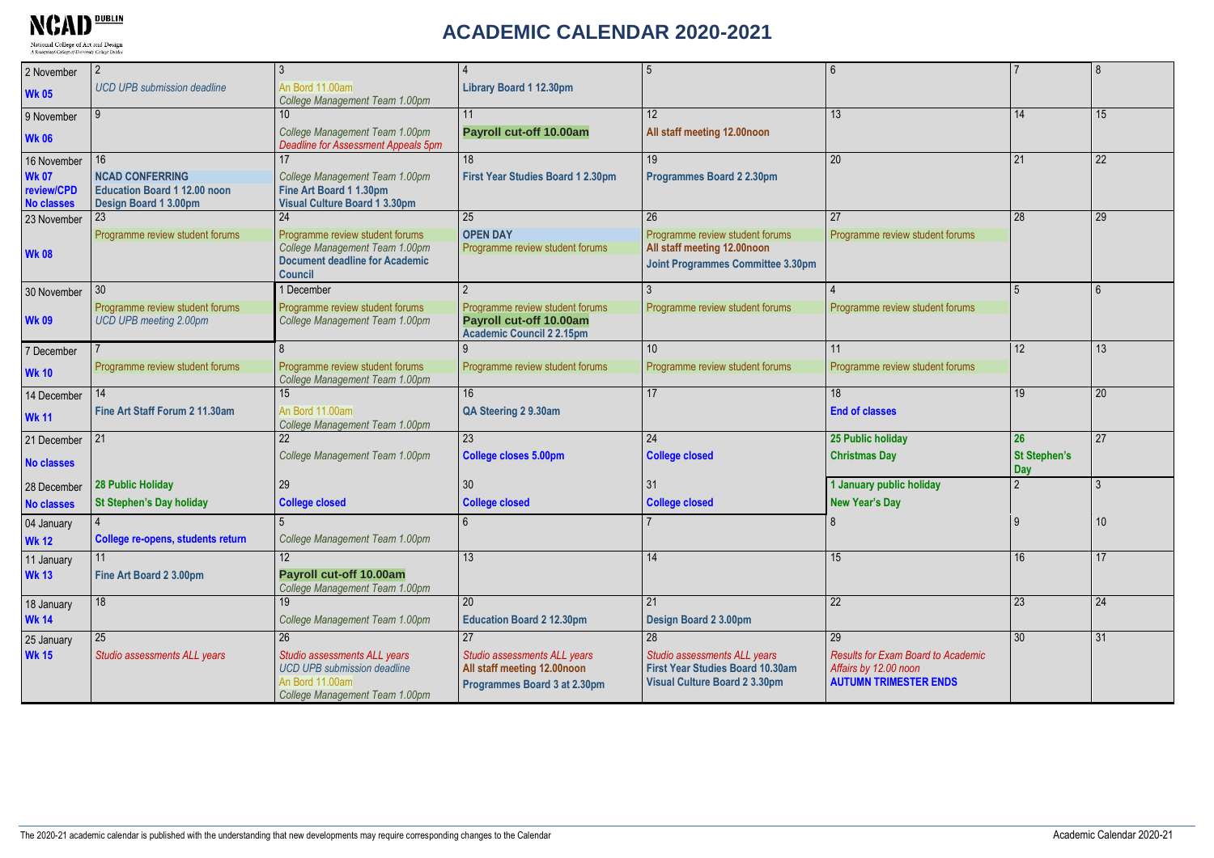# ACADEMIC CALENDAR 2020-2021

| Week | Monday | Tuesday | Wednesday | Thursday | Friday | Saturday | Sunday |
|---|---|---|---|---|---|---|---|
| 2 November **Wk 05** | 2 *UCD UPB submission deadline* | 3 An Bord 11.00am *College Management Team 1.00pm* | 4 **Library Board 1 12.30pm** | 5 | 6 | 7 | 8 |
| 9 November **Wk 06** | 9 | 10 *College Management Team 1.00pm* *Deadline for Assessment Appeals 5pm* | 11 **Payroll cut-off 10.00am** | 12 **All staff meeting 12.00noon** | 13 | 14 | 15 |
| 16 November **Wk 07 review/CPD No classes** | 16 **NCAD CONFERRING** **Education Board 1 12.00 noon** **Design Board 1 3.00pm** | 17 *College Management Team 1.00pm* **Fine Art Board 1 1.30pm** **Visual Culture Board 1 3.30pm** | 18 **First Year Studies Board 1 2.30pm** | 19 **Programmes Board 2 2.30pm** | 20 | 21 | 22 |
| 23 November **Wk 08** | 23 Programme review student forums | 24 Programme review student forums *College Management Team 1.00pm* **Document deadline for Academic Council** | 25 **OPEN DAY** Programme review student forums | 26 Programme review student forums **All staff meeting 12.00noon** **Joint Programmes Committee 3.30pm** | 27 Programme review student forums | 28 | 29 |
| 30 November **Wk 09** | 30 Programme review student forums *UCD UPB meeting 2.00pm* | 1 December Programme review student forums *College Management Team 1.00pm* | 2 Programme review student forums **Payroll cut-off 10.00am** **Academic Council 2 2.15pm** | 3 Programme review student forums | 4 Programme review student forums | 5 | 6 |
| 7 December **Wk 10** | 7 Programme review student forums | 8 Programme review student forums *College Management Team 1.00pm* | 9 Programme review student forums | 10 Programme review student forums | 11 Programme review student forums | 12 | 13 |
| 14 December **Wk 11** | 14 **Fine Art Staff Forum 2 11.30am** | 15 An Bord 11.00am *College Management Team 1.00pm* | 16 **QA Steering 2 9.30am** | 17 | 18 **End of classes** | 19 | 20 |
| 21 December **No classes** | 21 | 22 *College Management Team 1.00pm* | 23 **College closes 5.00pm** | 24 **College closed** | **25 Public holiday** **Christmas Day** | **26** **St Stephen's Day** | 27 |
| 28 December **No classes** | **28 Public Holiday** **St Stephen's Day holiday** | 29 **College closed** | 30 **College closed** | 31 **College closed** | **1 January public holiday** **New Year's Day** | 2 | 3 |
| 04 January **Wk 12** | 4 **College re-opens, students return** | 5 *College Management Team 1.00pm* | 6 | 7 | 8 | 9 | 10 |
| 11 January **Wk 13** | 11 **Fine Art Board 2 3.00pm** | 12 **Payroll cut-off 10.00am** *College Management Team 1.00pm* | 13 | 14 | 15 | 16 | 17 |
| 18 January **Wk 14** | 18 | 19 *College Management Team 1.00pm* | 20 **Education Board 2 12.30pm** | 21 **Design Board 2 3.00pm** | 22 | 23 | 24 |
| 25 January **Wk 15** | 25 *Studio assessments ALL years* | 26 *Studio assessments ALL years* *UCD UPB submission deadline* An Bord 11.00am *College Management Team 1.00pm* | 27 *Studio assessments ALL years* **All staff meeting 12.00noon** **Programmes Board 3 at 2.30pm** | 28 *Studio assessments ALL years* **First Year Studies Board 10.30am** **Visual Culture Board 2 3.30pm** | 29 *Results for Exam Board to Academic Affairs by 12.00 noon* **AUTUMN TRIMESTER ENDS** | 30 | 31 |

The 2020-21 academic calendar is published with the understanding that new developments may require corresponding changes to the Calendar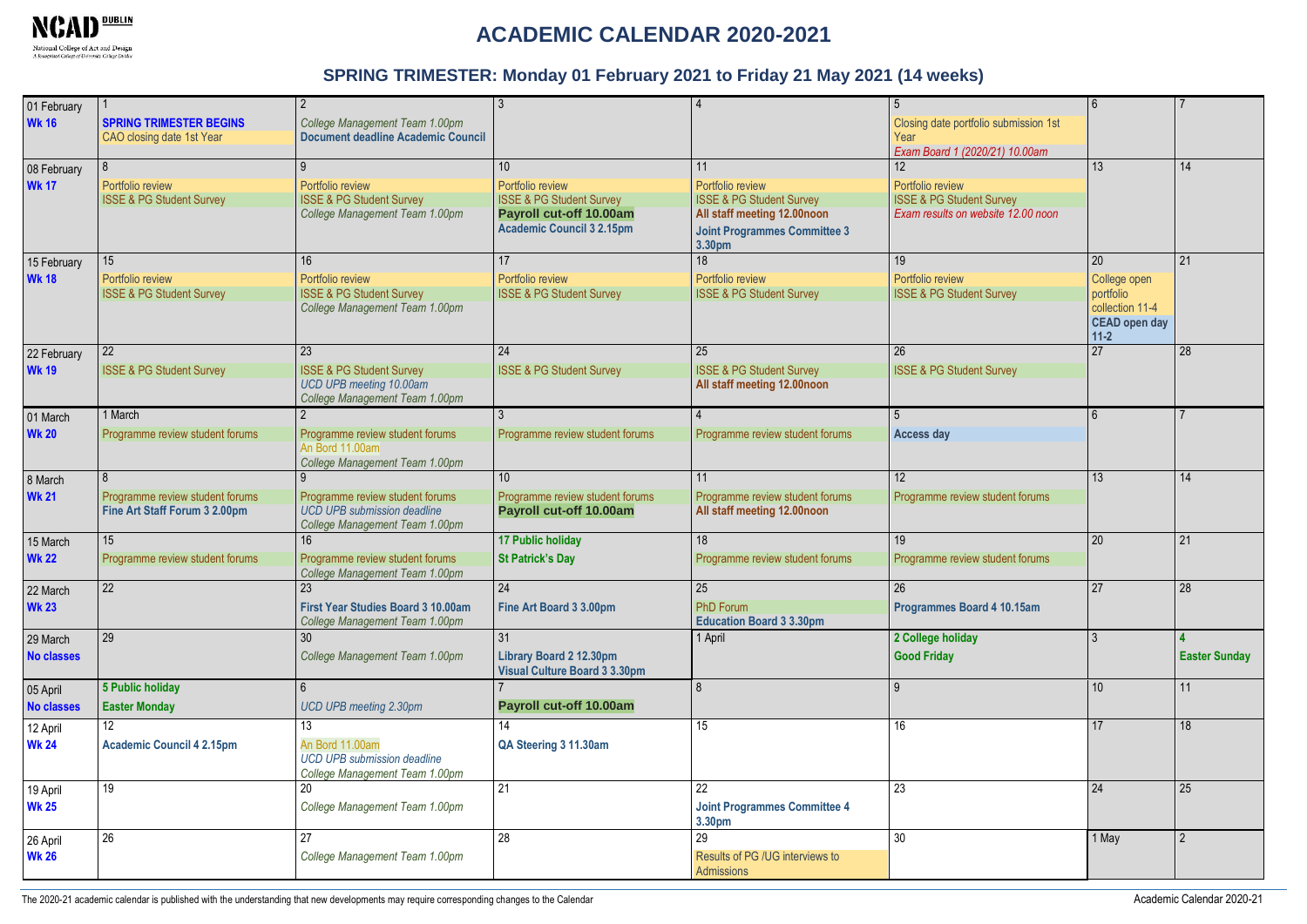# ACADEMIC CALENDAR 2020-2021

## SPRING TRIMESTER: Monday 01 February 2021 to Friday 21 May 2021 (14 weeks)

| Week | Mon | Tue | Wed | Thu | Fri | Sat | Sun |
|---|---|---|---|---|---|---|---|
| 01 February **Wk 16** | 1 **SPRING TRIMESTER BEGINS** CAO closing date 1st Year | 2 *College Management Team 1.00pm* **Document deadline Academic Council** | 3 | 4 | 5 Closing date portfolio submission 1st Year *Exam Board 1 (2020/21) 10.00am* | 6 | 7 |
| 08 February **Wk 17** | 8 Portfolio review ISSE & PG Student Survey | 9 Portfolio review ISSE & PG Student Survey *College Management Team 1.00pm* | 10 Portfolio review ISSE & PG Student Survey **Payroll cut-off 10.00am** **Academic Council 3 2.15pm** | 11 Portfolio review ISSE & PG Student Survey **All staff meeting 12.00noon** **Joint Programmes Committee 3 3.30pm** | 12 Portfolio review ISSE & PG Student Survey *Exam results on website 12.00 noon* | 13 | 14 |
| 15 February **Wk 18** | 15 Portfolio review ISSE & PG Student Survey | 16 Portfolio review ISSE & PG Student Survey *College Management Team 1.00pm* | 17 Portfolio review ISSE & PG Student Survey | 18 Portfolio review ISSE & PG Student Survey | 19 Portfolio review ISSE & PG Student Survey | 20 College open portfolio collection 11-4 **CEAD open day 11-2** | 21 |
| 22 February **Wk 19** | 22 ISSE & PG Student Survey | 23 ISSE & PG Student Survey *UCD UPB meeting 10.00am* *College Management Team 1.00pm* | 24 ISSE & PG Student Survey | 25 ISSE & PG Student Survey **All staff meeting 12.00noon** | 26 ISSE & PG Student Survey | 27 | 28 |
| 01 March **Wk 20** | 1 March Programme review student forums | 2 Programme review student forums An Bord 11.00am *College Management Team 1.00pm* | 3 Programme review student forums | 4 Programme review student forums | 5 **Access day** | 6 | 7 |
| 8 March **Wk 21** | 8 Programme review student forums **Fine Art Staff Forum 3 2.00pm** | 9 Programme review student forums *UCD UPB submission deadline* *College Management Team 1.00pm* | 10 Programme review student forums **Payroll cut-off 10.00am** | 11 Programme review student forums **All staff meeting 12.00noon** | 12 Programme review student forums | 13 | 14 |
| 15 March **Wk 22** | 15 Programme review student forums | 16 Programme review student forums *College Management Team 1.00pm* | **17 Public holiday** **St Patrick's Day** | 18 Programme review student forums | 19 Programme review student forums | 20 | 21 |
| 22 March **Wk 23** | 22 | 23 **First Year Studies Board 3 10.00am** *College Management Team 1.00pm* | 24 **Fine Art Board 3 3.00pm** | 25 PhD Forum **Education Board 3 3.30pm** | 26 **Programmes Board 4 10.15am** | 27 | 28 |
| 29 March **No classes** | 29 | 30 *College Management Team 1.00pm* | 31 **Library Board 2 12.30pm** **Visual Culture Board 3 3.30pm** | 1 April | **2 College holiday** **Good Friday** | 3 | **4** **Easter Sunday** |
| 05 April **No classes** | **5 Public holiday** **Easter Monday** | 6 *UCD UPB meeting 2.30pm* | 7 **Payroll cut-off 10.00am** | 8 | 9 | 10 | 11 |
| 12 April **Wk 24** | 12 **Academic Council 4 2.15pm** | 13 An Bord 11.00am *UCD UPB submission deadline* *College Management Team 1.00pm* | 14 **QA Steering 3 11.30am** | 15 | 16 | 17 | 18 |
| 19 April **Wk 25** | 19 | 20 *College Management Team 1.00pm* | 21 | 22 **Joint Programmes Committee 4 3.30pm** | 23 | 24 | 25 |
| 26 April **Wk 26** | 26 | 27 *College Management Team 1.00pm* | 28 | 29 Results of PG /UG interviews to Admissions | 30 | 1 May | 2 |

The 2020-21 academic calendar is published with the understanding that new developments may require corresponding changes to the Calendar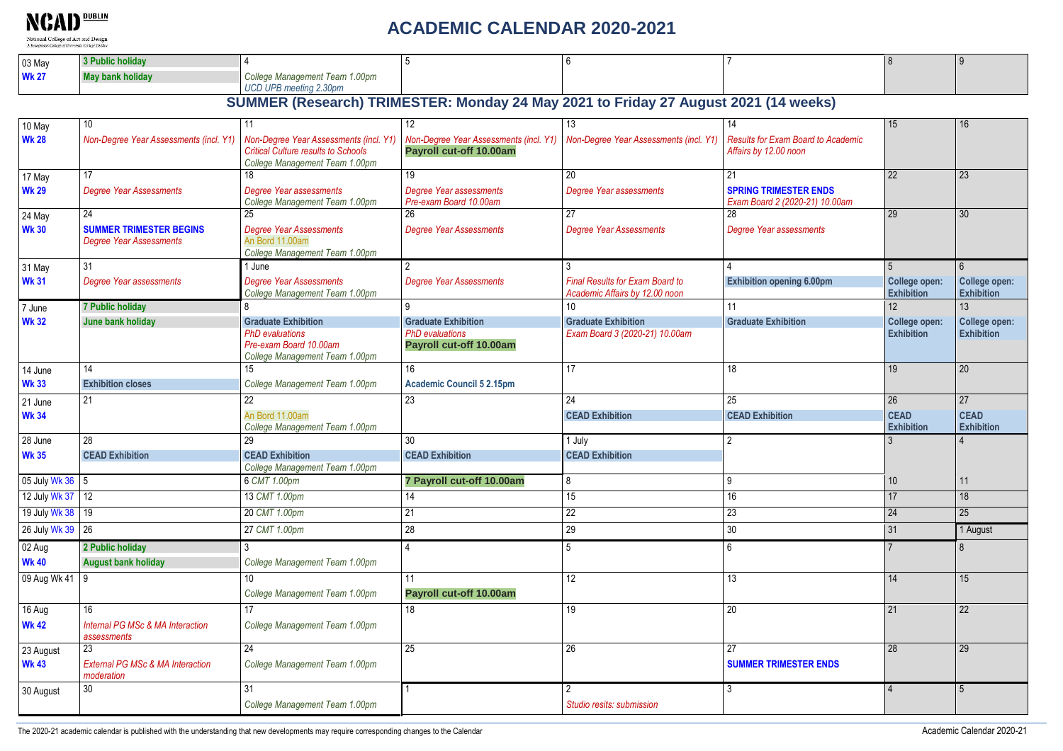# ACADEMIC CALENDAR 2020-2021

| | | | | | | | |
|---|---|---|---|---|---|---|---|
| 03 May **Wk 27** | **3 Public holiday** **May bank holiday** | 4 *College Management Team 1.00pm* *UCD UPB meeting 2.30pm* | 5 | 6 | 7 | 8 | 9 |

## SUMMER (Research) TRIMESTER: Monday 24 May 2021 to Friday 27 August 2021 (14 weeks)

| | | | | | | | |
|---|---|---|---|---|---|---|---|
| 10 May **Wk 28** | 10 *Non-Degree Year Assessments (incl. Y1)* | 11 *Non-Degree Year Assessments (incl. Y1)* *Critical Culture results to Schools* *College Management Team 1.00pm* | 12 *Non-Degree Year Assessments (incl. Y1)* **Payroll cut-off 10.00am** | 13 *Non-Degree Year Assessments (incl. Y1)* | 14 *Results for Exam Board to Academic Affairs by 12.00 noon* | 15 | 16 |
| 17 May **Wk 29** | 17 *Degree Year Assessments* | 18 *Degree Year assessments* *College Management Team 1.00pm* | 19 *Degree Year assessments* *Pre-exam Board 10.00am* | 20 *Degree Year assessments* | 21 **SPRING TRIMESTER ENDS** *Exam Board 2 (2020-21) 10.00am* | 22 | 23 |
| 24 May **Wk 30** | 24 **SUMMER TRIMESTER BEGINS** *Degree Year Assessments* | 25 *Degree Year Assessments* An Bord 11.00am *College Management Team 1.00pm* | 26 *Degree Year Assessments* | 27 *Degree Year Assessments* | 28 *Degree Year assessments* | 29 | 30 |
| 31 May **Wk 31** | 31 *Degree Year assessments* | 1 June *Degree Year Assessments* *College Management Team 1.00pm* | 2 *Degree Year Assessments* | 3 *Final Results for Exam Board to Academic Affairs by 12.00 noon* | 4 **Exhibition opening 6.00pm** | 5 **College open: Exhibition** | 6 **College open: Exhibition** |
| 7 June **Wk 32** | **7 Public holiday** **June bank holiday** | 8 **Graduate Exhibition** *PhD evaluations* *Pre-exam Board 10.00am* *College Management Team 1.00pm* | 9 **Graduate Exhibition** *PhD evaluations* **Payroll cut-off 10.00am** | 10 **Graduate Exhibition** *Exam Board 3 (2020-21) 10.00am* | 11 **Graduate Exhibition** | 12 **College open: Exhibition** | 13 **College open: Exhibition** |
| 14 June **Wk 33** | 14 **Exhibition closes** | 15 *College Management Team 1.00pm* | 16 **Academic Council 5 2.15pm** | 17 | 18 | 19 | 20 |
| 21 June **Wk 34** | 21 | 22 An Bord 11.00am *College Management Team 1.00pm* | 23 | 24 **CEAD Exhibition** | 25 **CEAD Exhibition** | 26 **CEAD Exhibition** | 27 **CEAD Exhibition** |
| 28 June **Wk 35** | 28 **CEAD Exhibition** | 29 **CEAD Exhibition** *College Management Team 1.00pm* | 30 **CEAD Exhibition** | 1 July **CEAD Exhibition** | 2 | 3 | 4 |
| 05 July Wk 36 | 5 | 6 *CMT 1.00pm* | **7 Payroll cut-off 10.00am** | 8 | 9 | 10 | 11 |
| 12 July Wk 37 | 12 | 13 *CMT 1.00pm* | 14 | 15 | 16 | 17 | 18 |
| 19 July Wk 38 | 19 | 20 *CMT 1.00pm* | 21 | 22 | 23 | 24 | 25 |
| 26 July Wk 39 | 26 | 27 *CMT 1.00pm* | 28 | 29 | 30 | 31 | 1 August |
| 02 Aug **Wk 40** | **2 Public holiday** **August bank holiday** | 3 *College Management Team 1.00pm* | 4 | 5 | 6 | 7 | 8 |
| 09 Aug Wk 41 | 9 | 10 *College Management Team 1.00pm* | 11 **Payroll cut-off 10.00am** | 12 | 13 | 14 | 15 |
| 16 Aug **Wk 42** | 16 *Internal PG MSc & MA Interaction assessments* | 17 *College Management Team 1.00pm* | 18 | 19 | 20 | 21 | 22 |
| 23 August **Wk 43** | 23 *External PG MSc & MA Interaction moderation* | 24 *College Management Team 1.00pm* | 25 | 26 | 27 **SUMMER TRIMESTER ENDS** | 28 | 29 |
| 30 August | 30 | 31 *College Management Team 1.00pm* | 1 | 2 *Studio resits: submission* | 3 | 4 | 5 |

The 2020-21 academic calendar is published with the understanding that new developments may require corresponding changes to the Calendar